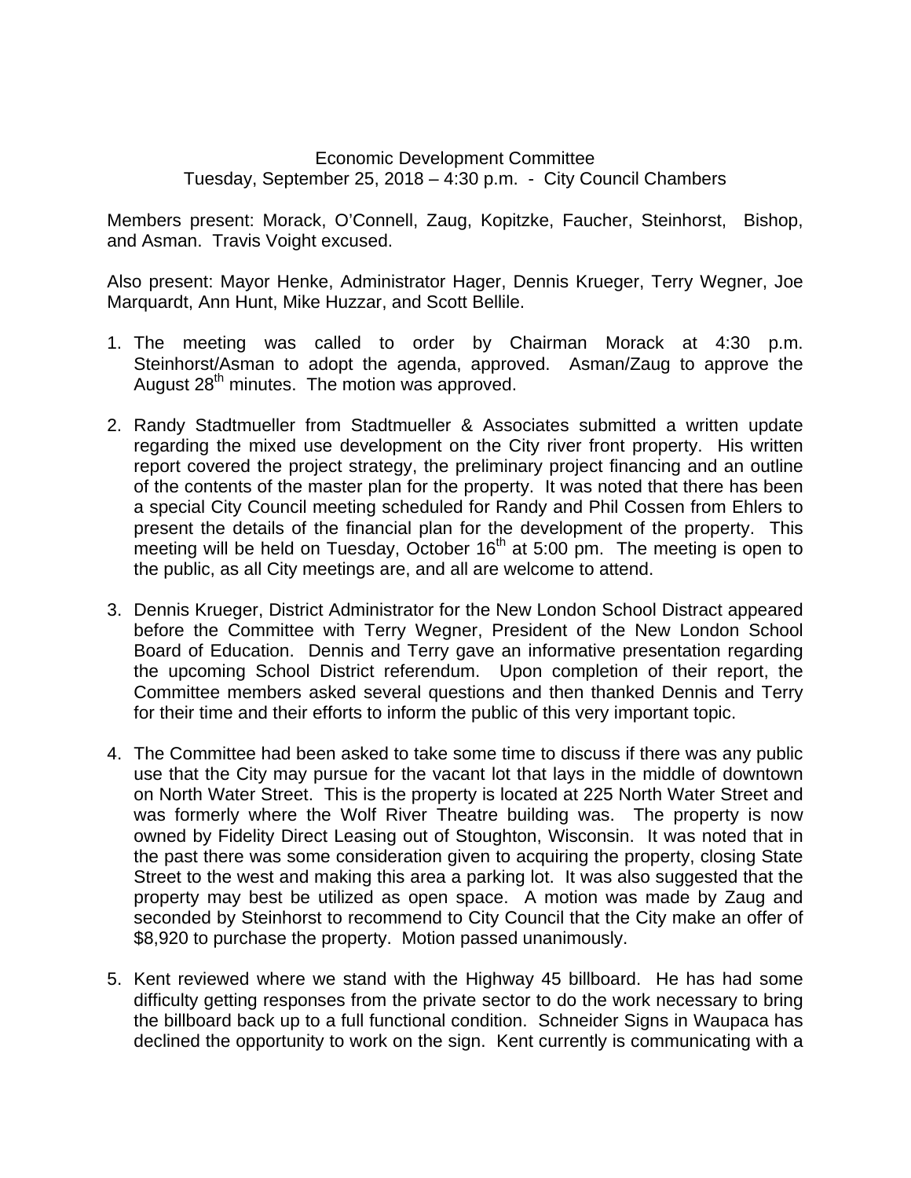Economic Development Committee
Tuesday, September 25, 2018 – 4:30 p.m. - City Council Chambers

Members present: Morack, O'Connell, Zaug, Kopitzke, Faucher, Steinhorst, Bishop, and Asman. Travis Voight excused.

Also present: Mayor Henke, Administrator Hager, Dennis Krueger, Terry Wegner, Joe Marquardt, Ann Hunt, Mike Huzzar, and Scott Bellile.

1. The meeting was called to order by Chairman Morack at 4:30 p.m. Steinhorst/Asman to adopt the agenda, approved. Asman/Zaug to approve the August 28th minutes. The motion was approved.

2. Randy Stadtmueller from Stadtmueller & Associates submitted a written update regarding the mixed use development on the City river front property. His written report covered the project strategy, the preliminary project financing and an outline of the contents of the master plan for the property. It was noted that there has been a special City Council meeting scheduled for Randy and Phil Cossen from Ehlers to present the details of the financial plan for the development of the property. This meeting will be held on Tuesday, October 16th at 5:00 pm. The meeting is open to the public, as all City meetings are, and all are welcome to attend.

3. Dennis Krueger, District Administrator for the New London School Distract appeared before the Committee with Terry Wegner, President of the New London School Board of Education. Dennis and Terry gave an informative presentation regarding the upcoming School District referendum. Upon completion of their report, the Committee members asked several questions and then thanked Dennis and Terry for their time and their efforts to inform the public of this very important topic.

4. The Committee had been asked to take some time to discuss if there was any public use that the City may pursue for the vacant lot that lays in the middle of downtown on North Water Street. This is the property is located at 225 North Water Street and was formerly where the Wolf River Theatre building was. The property is now owned by Fidelity Direct Leasing out of Stoughton, Wisconsin. It was noted that in the past there was some consideration given to acquiring the property, closing State Street to the west and making this area a parking lot. It was also suggested that the property may best be utilized as open space. A motion was made by Zaug and seconded by Steinhorst to recommend to City Council that the City make an offer of $8,920 to purchase the property. Motion passed unanimously.

5. Kent reviewed where we stand with the Highway 45 billboard. He has had some difficulty getting responses from the private sector to do the work necessary to bring the billboard back up to a full functional condition. Schneider Signs in Waupaca has declined the opportunity to work on the sign. Kent currently is communicating with a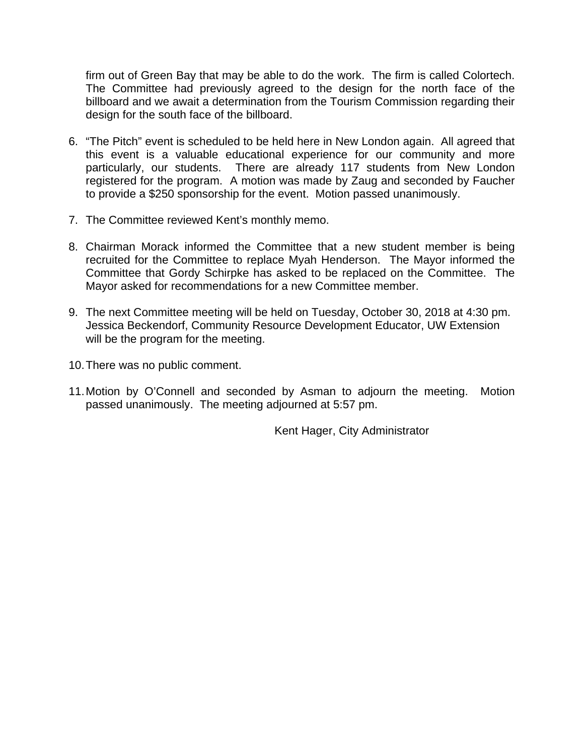firm out of Green Bay that may be able to do the work. The firm is called Colortech. The Committee had previously agreed to the design for the north face of the billboard and we await a determination from the Tourism Commission regarding their design for the south face of the billboard.

6. “The Pitch” event is scheduled to be held here in New London again. All agreed that this event is a valuable educational experience for our community and more particularly, our students. There are already 117 students from New London registered for the program. A motion was made by Zaug and seconded by Faucher to provide a $250 sponsorship for the event. Motion passed unanimously.

7. The Committee reviewed Kent’s monthly memo.

8. Chairman Morack informed the Committee that a new student member is being recruited for the Committee to replace Myah Henderson. The Mayor informed the Committee that Gordy Schirpke has asked to be replaced on the Committee. The Mayor asked for recommendations for a new Committee member.

9. The next Committee meeting will be held on Tuesday, October 30, 2018 at 4:30 pm. Jessica Beckendorf, Community Resource Development Educator, UW Extension will be the program for the meeting.

10. There was no public comment.

11. Motion by O’Connell and seconded by Asman to adjourn the meeting. Motion passed unanimously. The meeting adjourned at 5:57 pm.

Kent Hager, City Administrator